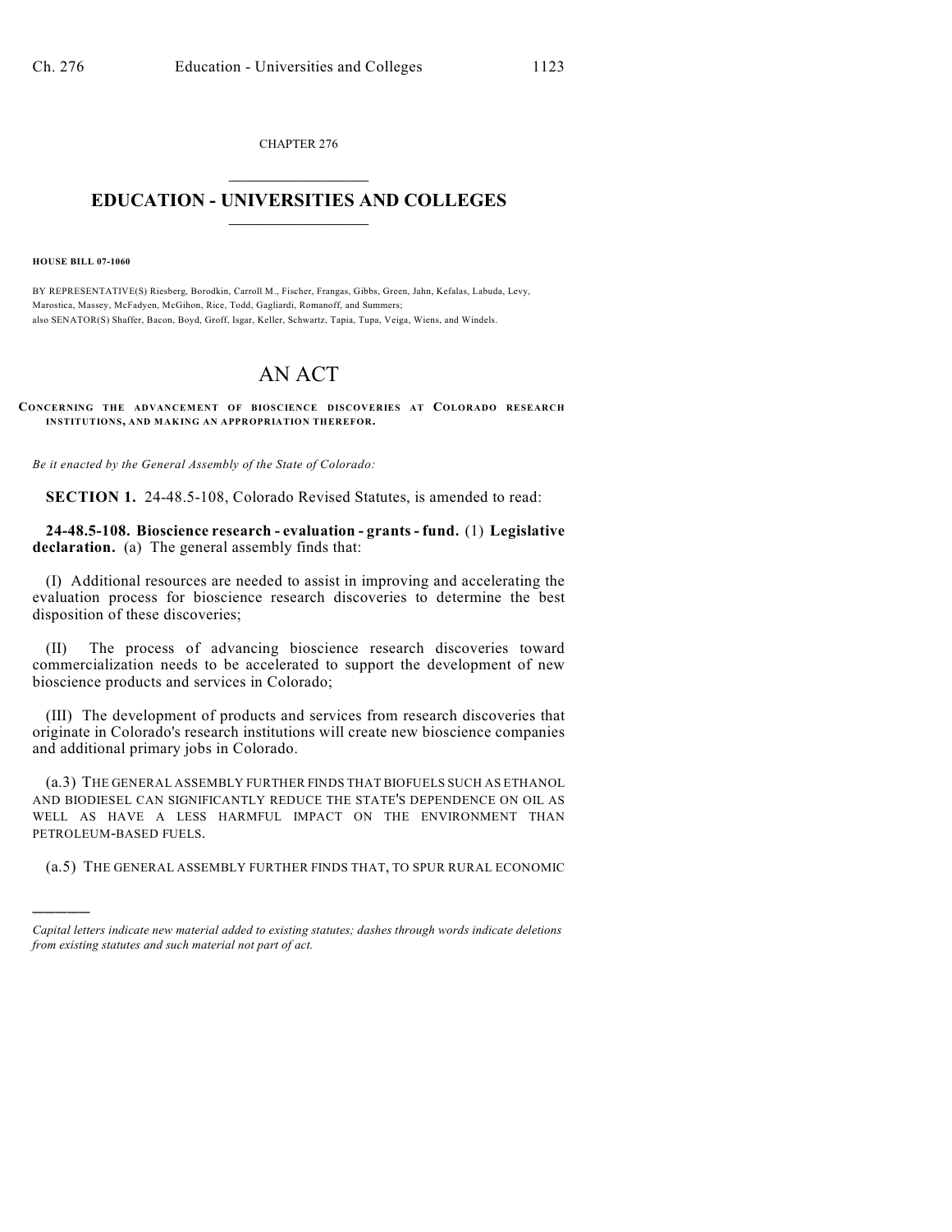CHAPTER 276

# EDUCATION - UNIVERSITIES AND COLLEGES

**HOUSE BILL 07-1060**

BY REPRESENTATIVE(S) Riesberg, Borodkin, Carroll M., Fischer, Frangas, Gibbs, Green, Jahn, Kefalas, Labuda, Levy, Marostica, Massey, McFadyen, McGihon, Rice, Todd, Gagliardi, Romanoff, and Summers;
also SENATOR(S) Shaffer, Bacon, Boyd, Groff, Isgar, Keller, Schwartz, Tapia, Tupa, Veiga, Wiens, and Windels.

# AN ACT

**CONCERNING THE ADVANCEMENT OF BIOSCIENCE DISCOVERIES AT COLORADO RESEARCH INSTITUTIONS, AND MAKING AN APPROPRIATION THEREFOR.**

*Be it enacted by the General Assembly of the State of Colorado:*

**SECTION 1.** 24-48.5-108, Colorado Revised Statutes, is amended to read:

**24-48.5-108. Bioscience research - evaluation - grants - fund.** (1) **Legislative declaration.** (a) The general assembly finds that:

(I) Additional resources are needed to assist in improving and accelerating the evaluation process for bioscience research discoveries to determine the best disposition of these discoveries;

(II) The process of advancing bioscience research discoveries toward commercialization needs to be accelerated to support the development of new bioscience products and services in Colorado;

(III) The development of products and services from research discoveries that originate in Colorado's research institutions will create new bioscience companies and additional primary jobs in Colorado.

(a.3) THE GENERAL ASSEMBLY FURTHER FINDS THAT BIOFUELS SUCH AS ETHANOL AND BIODIESEL CAN SIGNIFICANTLY REDUCE THE STATE'S DEPENDENCE ON OIL AS WELL AS HAVE A LESS HARMFUL IMPACT ON THE ENVIRONMENT THAN PETROLEUM-BASED FUELS.

(a.5) THE GENERAL ASSEMBLY FURTHER FINDS THAT, TO SPUR RURAL ECONOMIC

---

*Capital letters indicate new material added to existing statutes; dashes through words indicate deletions from existing statutes and such material not part of act.*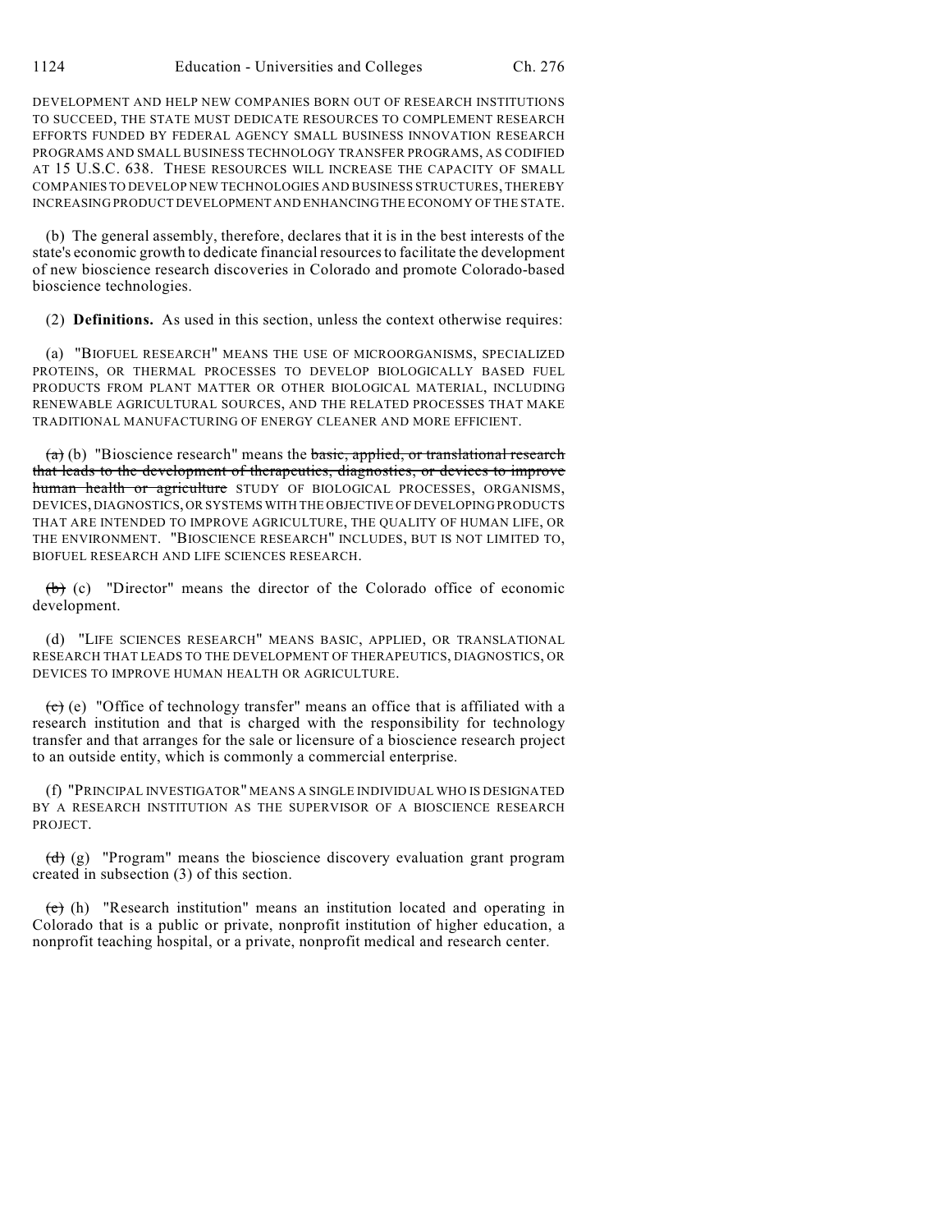DEVELOPMENT AND HELP NEW COMPANIES BORN OUT OF RESEARCH INSTITUTIONS TO SUCCEED, THE STATE MUST DEDICATE RESOURCES TO COMPLEMENT RESEARCH EFFORTS FUNDED BY FEDERAL AGENCY SMALL BUSINESS INNOVATION RESEARCH PROGRAMS AND SMALL BUSINESS TECHNOLOGY TRANSFER PROGRAMS, AS CODIFIED AT 15 U.S.C. 638. THESE RESOURCES WILL INCREASE THE CAPACITY OF SMALL COMPANIES TO DEVELOP NEW TECHNOLOGIES AND BUSINESS STRUCTURES, THEREBY INCREASING PRODUCT DEVELOPMENT AND ENHANCING THE ECONOMY OF THE STATE.

(b) The general assembly, therefore, declares that it is in the best interests of the state's economic growth to dedicate financial resources to facilitate the development of new bioscience research discoveries in Colorado and promote Colorado-based bioscience technologies.

(2) **Definitions.** As used in this section, unless the context otherwise requires:

(a) "BIOFUEL RESEARCH" MEANS THE USE OF MICROORGANISMS, SPECIALIZED PROTEINS, OR THERMAL PROCESSES TO DEVELOP BIOLOGICALLY BASED FUEL PRODUCTS FROM PLANT MATTER OR OTHER BIOLOGICAL MATERIAL, INCLUDING RENEWABLE AGRICULTURAL SOURCES, AND THE RELATED PROCESSES THAT MAKE TRADITIONAL MANUFACTURING OF ENERGY CLEANER AND MORE EFFICIENT.

~~(a)~~ (b) "Bioscience research" means the ~~basic, applied, or translational research that leads to the development of therapeutics, diagnostics, or devices to improve human health or agriculture~~ STUDY OF BIOLOGICAL PROCESSES, ORGANISMS, DEVICES, DIAGNOSTICS, OR SYSTEMS WITH THE OBJECTIVE OF DEVELOPING PRODUCTS THAT ARE INTENDED TO IMPROVE AGRICULTURE, THE QUALITY OF HUMAN LIFE, OR THE ENVIRONMENT. "BIOSCIENCE RESEARCH" INCLUDES, BUT IS NOT LIMITED TO, BIOFUEL RESEARCH AND LIFE SCIENCES RESEARCH.

~~(b)~~ (c) "Director" means the director of the Colorado office of economic development.

(d) "LIFE SCIENCES RESEARCH" MEANS BASIC, APPLIED, OR TRANSLATIONAL RESEARCH THAT LEADS TO THE DEVELOPMENT OF THERAPEUTICS, DIAGNOSTICS, OR DEVICES TO IMPROVE HUMAN HEALTH OR AGRICULTURE.

~~(c)~~ (e) "Office of technology transfer" means an office that is affiliated with a research institution and that is charged with the responsibility for technology transfer and that arranges for the sale or licensure of a bioscience research project to an outside entity, which is commonly a commercial enterprise.

(f) "PRINCIPAL INVESTIGATOR" MEANS A SINGLE INDIVIDUAL WHO IS DESIGNATED BY A RESEARCH INSTITUTION AS THE SUPERVISOR OF A BIOSCIENCE RESEARCH PROJECT.

~~(d)~~ (g) "Program" means the bioscience discovery evaluation grant program created in subsection (3) of this section.

~~(e)~~ (h) "Research institution" means an institution located and operating in Colorado that is a public or private, nonprofit institution of higher education, a nonprofit teaching hospital, or a private, nonprofit medical and research center.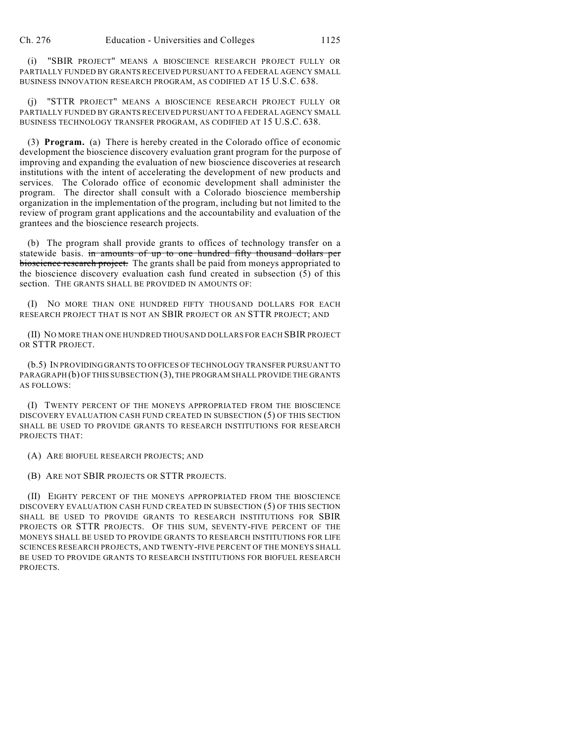(i) "SBIR PROJECT" MEANS A BIOSCIENCE RESEARCH PROJECT FULLY OR PARTIALLY FUNDED BY GRANTS RECEIVED PURSUANT TO A FEDERAL AGENCY SMALL BUSINESS INNOVATION RESEARCH PROGRAM, AS CODIFIED AT 15 U.S.C. 638.

(j) "STTR PROJECT" MEANS A BIOSCIENCE RESEARCH PROJECT FULLY OR PARTIALLY FUNDED BY GRANTS RECEIVED PURSUANT TO A FEDERAL AGENCY SMALL BUSINESS TECHNOLOGY TRANSFER PROGRAM, AS CODIFIED AT 15 U.S.C. 638.

(3) **Program.** (a) There is hereby created in the Colorado office of economic development the bioscience discovery evaluation grant program for the purpose of improving and expanding the evaluation of new bioscience discoveries at research institutions with the intent of accelerating the development of new products and services. The Colorado office of economic development shall administer the program. The director shall consult with a Colorado bioscience membership organization in the implementation of the program, including but not limited to the review of program grant applications and the accountability and evaluation of the grantees and the bioscience research projects.

(b) The program shall provide grants to offices of technology transfer on a statewide basis. ~~in amounts of up to one hundred fifty thousand dollars per bioscience research project.~~ The grants shall be paid from moneys appropriated to the bioscience discovery evaluation cash fund created in subsection (5) of this section. THE GRANTS SHALL BE PROVIDED IN AMOUNTS OF:

(I) NO MORE THAN ONE HUNDRED FIFTY THOUSAND DOLLARS FOR EACH RESEARCH PROJECT THAT IS NOT AN SBIR PROJECT OR AN STTR PROJECT; AND

(II) NO MORE THAN ONE HUNDRED THOUSAND DOLLARS FOR EACH SBIR PROJECT OR STTR PROJECT.

(b.5) IN PROVIDING GRANTS TO OFFICES OF TECHNOLOGY TRANSFER PURSUANT TO PARAGRAPH (b) OF THIS SUBSECTION (3), THE PROGRAM SHALL PROVIDE THE GRANTS AS FOLLOWS:

(I) TWENTY PERCENT OF THE MONEYS APPROPRIATED FROM THE BIOSCIENCE DISCOVERY EVALUATION CASH FUND CREATED IN SUBSECTION (5) OF THIS SECTION SHALL BE USED TO PROVIDE GRANTS TO RESEARCH INSTITUTIONS FOR RESEARCH PROJECTS THAT:

(A) ARE BIOFUEL RESEARCH PROJECTS; AND

(B) ARE NOT SBIR PROJECTS OR STTR PROJECTS.

(II) EIGHTY PERCENT OF THE MONEYS APPROPRIATED FROM THE BIOSCIENCE DISCOVERY EVALUATION CASH FUND CREATED IN SUBSECTION (5) OF THIS SECTION SHALL BE USED TO PROVIDE GRANTS TO RESEARCH INSTITUTIONS FOR SBIR PROJECTS OR STTR PROJECTS. OF THIS SUM, SEVENTY-FIVE PERCENT OF THE MONEYS SHALL BE USED TO PROVIDE GRANTS TO RESEARCH INSTITUTIONS FOR LIFE SCIENCES RESEARCH PROJECTS, AND TWENTY-FIVE PERCENT OF THE MONEYS SHALL BE USED TO PROVIDE GRANTS TO RESEARCH INSTITUTIONS FOR BIOFUEL RESEARCH PROJECTS.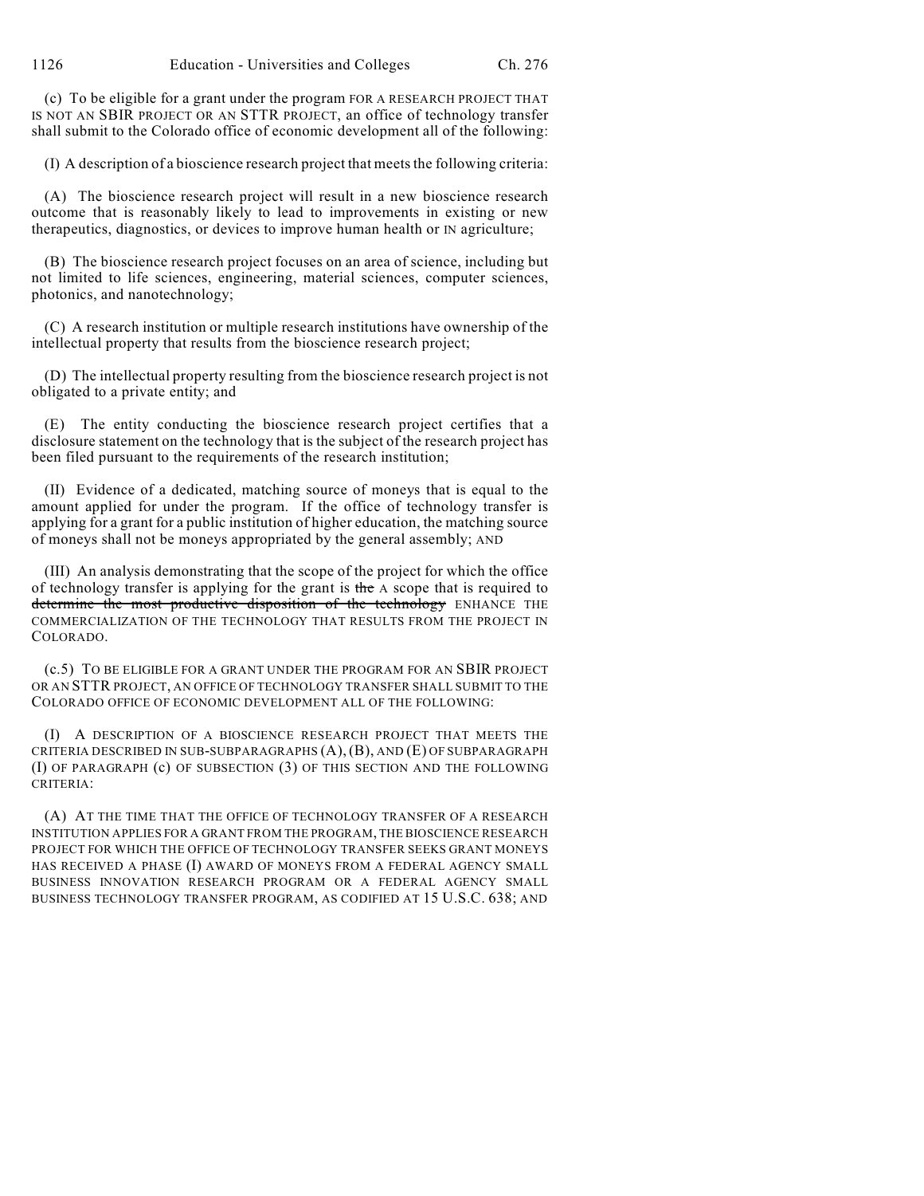(c) To be eligible for a grant under the program FOR A RESEARCH PROJECT THAT IS NOT AN SBIR PROJECT OR AN STTR PROJECT, an office of technology transfer shall submit to the Colorado office of economic development all of the following:

(I) A description of a bioscience research project that meets the following criteria:

(A) The bioscience research project will result in a new bioscience research outcome that is reasonably likely to lead to improvements in existing or new therapeutics, diagnostics, or devices to improve human health or IN agriculture;

(B) The bioscience research project focuses on an area of science, including but not limited to life sciences, engineering, material sciences, computer sciences, photonics, and nanotechnology;

(C) A research institution or multiple research institutions have ownership of the intellectual property that results from the bioscience research project;

(D) The intellectual property resulting from the bioscience research project is not obligated to a private entity; and

(E) The entity conducting the bioscience research project certifies that a disclosure statement on the technology that is the subject of the research project has been filed pursuant to the requirements of the research institution;

(II) Evidence of a dedicated, matching source of moneys that is equal to the amount applied for under the program. If the office of technology transfer is applying for a grant for a public institution of higher education, the matching source of moneys shall not be moneys appropriated by the general assembly; AND

(III) An analysis demonstrating that the scope of the project for which the office of technology transfer is applying for the grant is ~~the~~ A scope that is required to ~~determine the most productive disposition of the technology~~ ENHANCE THE COMMERCIALIZATION OF THE TECHNOLOGY THAT RESULTS FROM THE PROJECT IN COLORADO.

(c.5) TO BE ELIGIBLE FOR A GRANT UNDER THE PROGRAM FOR AN SBIR PROJECT OR AN STTR PROJECT, AN OFFICE OF TECHNOLOGY TRANSFER SHALL SUBMIT TO THE COLORADO OFFICE OF ECONOMIC DEVELOPMENT ALL OF THE FOLLOWING:

(I) A DESCRIPTION OF A BIOSCIENCE RESEARCH PROJECT THAT MEETS THE CRITERIA DESCRIBED IN SUB-SUBPARAGRAPHS (A), (B), AND (E) OF SUBPARAGRAPH (I) OF PARAGRAPH (c) OF SUBSECTION (3) OF THIS SECTION AND THE FOLLOWING CRITERIA:

(A) AT THE TIME THAT THE OFFICE OF TECHNOLOGY TRANSFER OF A RESEARCH INSTITUTION APPLIES FOR A GRANT FROM THE PROGRAM, THE BIOSCIENCE RESEARCH PROJECT FOR WHICH THE OFFICE OF TECHNOLOGY TRANSFER SEEKS GRANT MONEYS HAS RECEIVED A PHASE (I) AWARD OF MONEYS FROM A FEDERAL AGENCY SMALL BUSINESS INNOVATION RESEARCH PROGRAM OR A FEDERAL AGENCY SMALL BUSINESS TECHNOLOGY TRANSFER PROGRAM, AS CODIFIED AT 15 U.S.C. 638; AND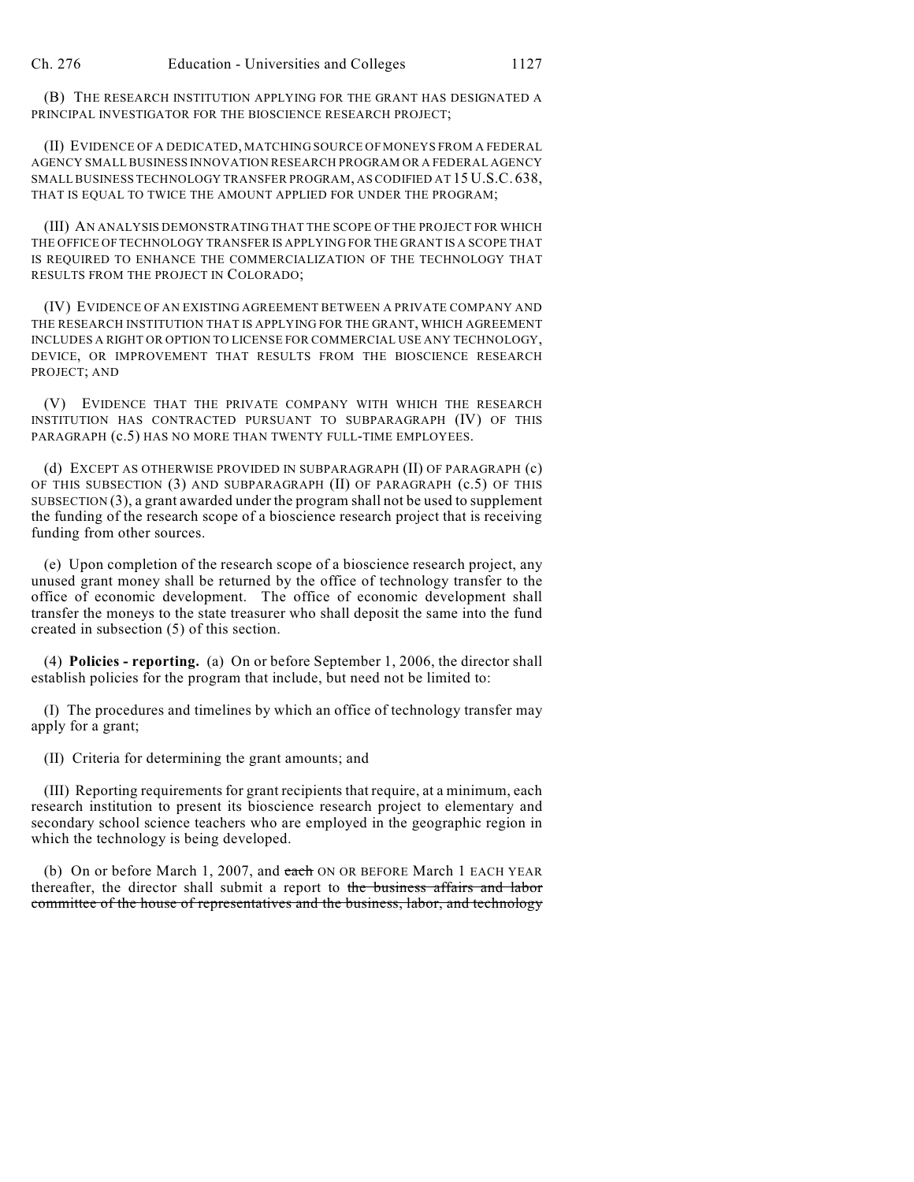(B) THE RESEARCH INSTITUTION APPLYING FOR THE GRANT HAS DESIGNATED A PRINCIPAL INVESTIGATOR FOR THE BIOSCIENCE RESEARCH PROJECT;

(II) EVIDENCE OF A DEDICATED, MATCHING SOURCE OF MONEYS FROM A FEDERAL AGENCY SMALL BUSINESS INNOVATION RESEARCH PROGRAM OR A FEDERAL AGENCY SMALL BUSINESS TECHNOLOGY TRANSFER PROGRAM, AS CODIFIED AT 15 U.S.C. 638, THAT IS EQUAL TO TWICE THE AMOUNT APPLIED FOR UNDER THE PROGRAM;

(III) AN ANALYSIS DEMONSTRATING THAT THE SCOPE OF THE PROJECT FOR WHICH THE OFFICE OF TECHNOLOGY TRANSFER IS APPLYING FOR THE GRANT IS A SCOPE THAT IS REQUIRED TO ENHANCE THE COMMERCIALIZATION OF THE TECHNOLOGY THAT RESULTS FROM THE PROJECT IN COLORADO;

(IV) EVIDENCE OF AN EXISTING AGREEMENT BETWEEN A PRIVATE COMPANY AND THE RESEARCH INSTITUTION THAT IS APPLYING FOR THE GRANT, WHICH AGREEMENT INCLUDES A RIGHT OR OPTION TO LICENSE FOR COMMERCIAL USE ANY TECHNOLOGY, DEVICE, OR IMPROVEMENT THAT RESULTS FROM THE BIOSCIENCE RESEARCH PROJECT; AND

(V) EVIDENCE THAT THE PRIVATE COMPANY WITH WHICH THE RESEARCH INSTITUTION HAS CONTRACTED PURSUANT TO SUBPARAGRAPH (IV) OF THIS PARAGRAPH (c.5) HAS NO MORE THAN TWENTY FULL-TIME EMPLOYEES.

(d) EXCEPT AS OTHERWISE PROVIDED IN SUBPARAGRAPH (II) OF PARAGRAPH (c) OF THIS SUBSECTION (3) AND SUBPARAGRAPH (II) OF PARAGRAPH (c.5) OF THIS SUBSECTION (3), a grant awarded under the program shall not be used to supplement the funding of the research scope of a bioscience research project that is receiving funding from other sources.

(e) Upon completion of the research scope of a bioscience research project, any unused grant money shall be returned by the office of technology transfer to the office of economic development. The office of economic development shall transfer the moneys to the state treasurer who shall deposit the same into the fund created in subsection (5) of this section.

(4) **Policies - reporting.** (a) On or before September 1, 2006, the director shall establish policies for the program that include, but need not be limited to:

(I) The procedures and timelines by which an office of technology transfer may apply for a grant;

(II) Criteria for determining the grant amounts; and

(III) Reporting requirements for grant recipients that require, at a minimum, each research institution to present its bioscience research project to elementary and secondary school science teachers who are employed in the geographic region in which the technology is being developed.

(b) On or before March 1, 2007, and ~~each~~ ON OR BEFORE March 1 EACH YEAR thereafter, the director shall submit a report to ~~the business affairs and labor committee of the house of representatives and the business, labor, and technology~~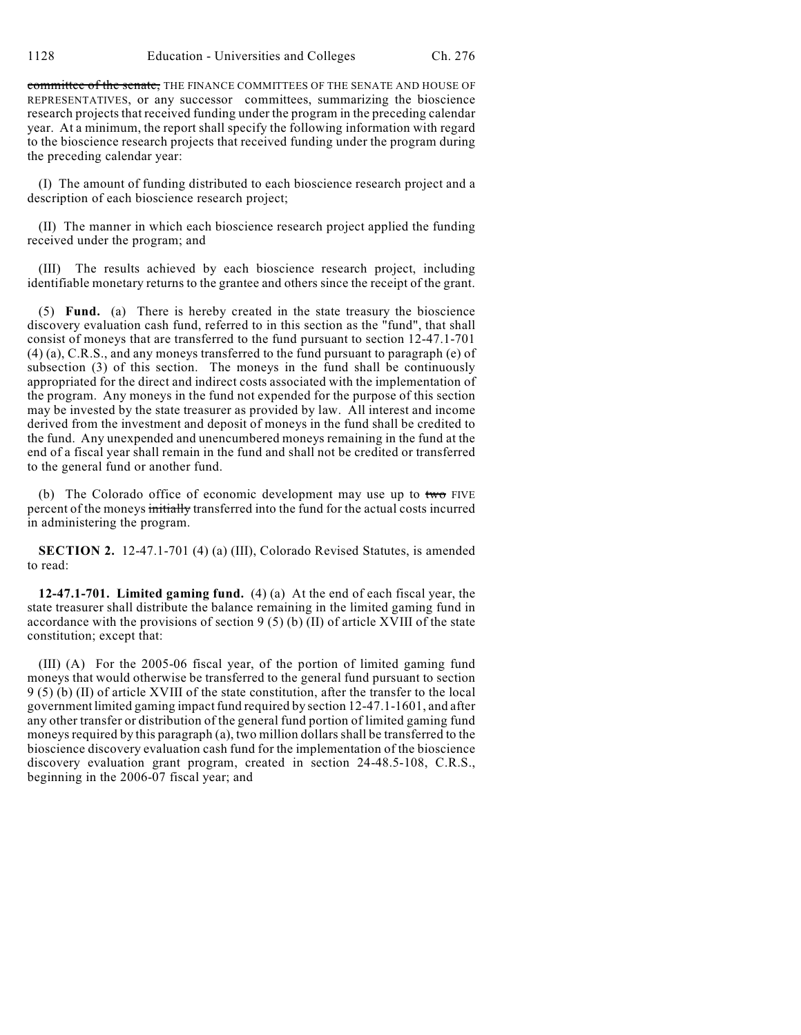~~committee of the senate,~~ THE FINANCE COMMITTEES OF THE SENATE AND HOUSE OF REPRESENTATIVES, or any successor committees, summarizing the bioscience research projects that received funding under the program in the preceding calendar year. At a minimum, the report shall specify the following information with regard to the bioscience research projects that received funding under the program during the preceding calendar year:

(I) The amount of funding distributed to each bioscience research project and a description of each bioscience research project;

(II) The manner in which each bioscience research project applied the funding received under the program; and

(III) The results achieved by each bioscience research project, including identifiable monetary returns to the grantee and others since the receipt of the grant.

(5) **Fund.** (a) There is hereby created in the state treasury the bioscience discovery evaluation cash fund, referred to in this section as the "fund", that shall consist of moneys that are transferred to the fund pursuant to section 12-47.1-701 (4) (a), C.R.S., and any moneys transferred to the fund pursuant to paragraph (e) of subsection (3) of this section. The moneys in the fund shall be continuously appropriated for the direct and indirect costs associated with the implementation of the program. Any moneys in the fund not expended for the purpose of this section may be invested by the state treasurer as provided by law. All interest and income derived from the investment and deposit of moneys in the fund shall be credited to the fund. Any unexpended and unencumbered moneys remaining in the fund at the end of a fiscal year shall remain in the fund and shall not be credited or transferred to the general fund or another fund.

(b) The Colorado office of economic development may use up to ~~two~~ FIVE percent of the moneys ~~initially~~ transferred into the fund for the actual costs incurred in administering the program.

**SECTION 2.** 12-47.1-701 (4) (a) (III), Colorado Revised Statutes, is amended to read:

**12-47.1-701. Limited gaming fund.** (4) (a) At the end of each fiscal year, the state treasurer shall distribute the balance remaining in the limited gaming fund in accordance with the provisions of section 9 (5) (b) (II) of article XVIII of the state constitution; except that:

(III) (A) For the 2005-06 fiscal year, of the portion of limited gaming fund moneys that would otherwise be transferred to the general fund pursuant to section 9 (5) (b) (II) of article XVIII of the state constitution, after the transfer to the local government limited gaming impact fund required by section 12-47.1-1601, and after any other transfer or distribution of the general fund portion of limited gaming fund moneys required by this paragraph (a), two million dollars shall be transferred to the bioscience discovery evaluation cash fund for the implementation of the bioscience discovery evaluation grant program, created in section 24-48.5-108, C.R.S., beginning in the 2006-07 fiscal year; and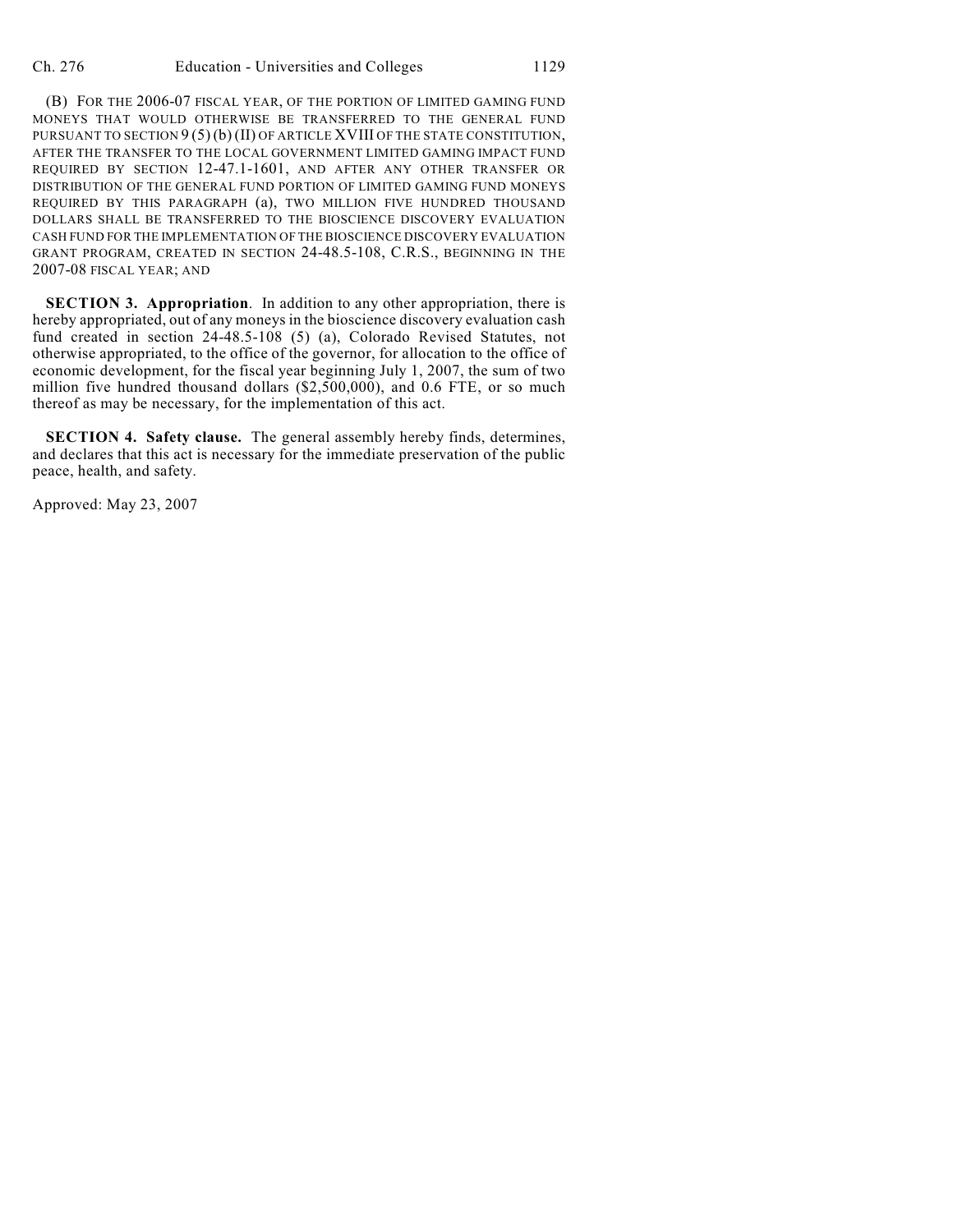(B) FOR THE 2006-07 FISCAL YEAR, OF THE PORTION OF LIMITED GAMING FUND MONEYS THAT WOULD OTHERWISE BE TRANSFERRED TO THE GENERAL FUND PURSUANT TO SECTION 9 (5) (b) (II) OF ARTICLE XVIII OF THE STATE CONSTITUTION, AFTER THE TRANSFER TO THE LOCAL GOVERNMENT LIMITED GAMING IMPACT FUND REQUIRED BY SECTION 12-47.1-1601, AND AFTER ANY OTHER TRANSFER OR DISTRIBUTION OF THE GENERAL FUND PORTION OF LIMITED GAMING FUND MONEYS REQUIRED BY THIS PARAGRAPH (a), TWO MILLION FIVE HUNDRED THOUSAND DOLLARS SHALL BE TRANSFERRED TO THE BIOSCIENCE DISCOVERY EVALUATION CASH FUND FOR THE IMPLEMENTATION OF THE BIOSCIENCE DISCOVERY EVALUATION GRANT PROGRAM, CREATED IN SECTION 24-48.5-108, C.R.S., BEGINNING IN THE 2007-08 FISCAL YEAR; AND

**SECTION 3. Appropriation**. In addition to any other appropriation, there is hereby appropriated, out of any moneys in the bioscience discovery evaluation cash fund created in section 24-48.5-108 (5) (a), Colorado Revised Statutes, not otherwise appropriated, to the office of the governor, for allocation to the office of economic development, for the fiscal year beginning July 1, 2007, the sum of two million five hundred thousand dollars ($2,500,000), and 0.6 FTE, or so much thereof as may be necessary, for the implementation of this act.

**SECTION 4. Safety clause.** The general assembly hereby finds, determines, and declares that this act is necessary for the immediate preservation of the public peace, health, and safety.

Approved: May 23, 2007